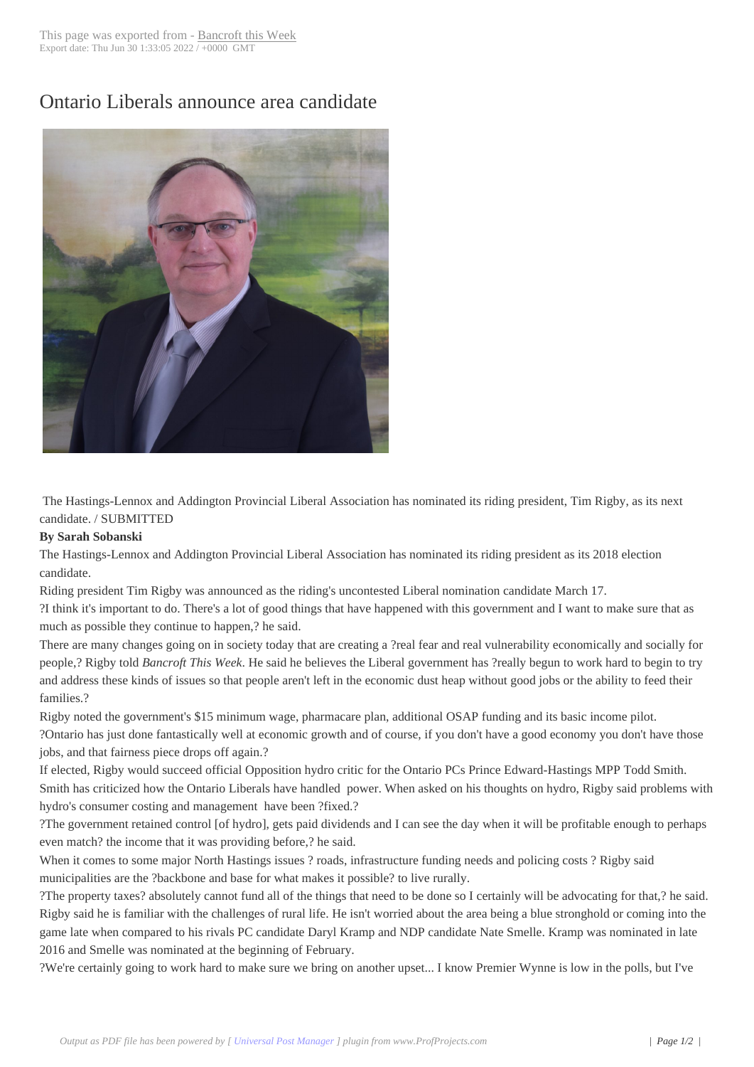# Ontario Liberals announce area candidate

The Hastings-Lennox and Addington Provincial Liberal Association has nominated its riding president, Tim Rigby, as its next candidate. / SUBMITTED

**By Sarah Sobanski**

The Hastings-Lennox and Addington Provincial Liberal Association has nominated its riding president as its 2018 election candidate.

Riding president Tim Rigby was announced as the riding's uncontested Liberal nomination candidate March 17.

?I think it's important to do. There's a lot of good things that have happened with this government and I want to make sure that as much as possible they continue to happen,? he said.

There are many changes going on in society today that are creating a ?real fear and real vulnerability economically and socially for people,? Rigby told *Bancroft This Week*. He said he believes the Liberal government has ?really begun to work hard to begin to try and address these kinds of issues so that people aren't left in the economic dust heap without good jobs or the ability to feed their families.?

Rigby noted the government's $15 minimum wage, pharmacare plan, additional OSAP funding and its basic income pilot.

?Ontario has just done fantastically well at economic growth and of course, if you don't have a good economy you don't have those jobs, and that fairness piece drops off again.?

If elected, Rigby would succeed official Opposition hydro critic for the Ontario PCs Prince Edward-Hastings MPP Todd Smith. Smith has criticized how the Ontario Liberals have handled power. When asked on his thoughts on hydro, Rigby said problems with hydro's consumer costing and management have been ?fixed.?

?The government retained control [of hydro], gets paid dividends and I can see the day when it will be profitable enough to perhaps even match? the income that it was providing before,? he said.

When it comes to some major North Hastings issues ? roads, infrastructure funding needs and policing costs ? Rigby said municipalities are the ?backbone and base for what makes it possible? to live rurally.

?The property taxes? absolutely cannot fund all of the things that need to be done so I certainly will be advocating for that,? he said.

Rigby said he is familiar with the challenges of rural life. He isn't worried about the area being a blue stronghold or coming into the game late when compared to his rivals PC candidate Daryl Kramp and NDP candidate Nate Smelle. Kramp was nominated in late 2016 and Smelle was nominated at the beginning of February.

?We're certainly going to work hard to make sure we bring on another upset... I know Premier Wynne is low in the polls, but I've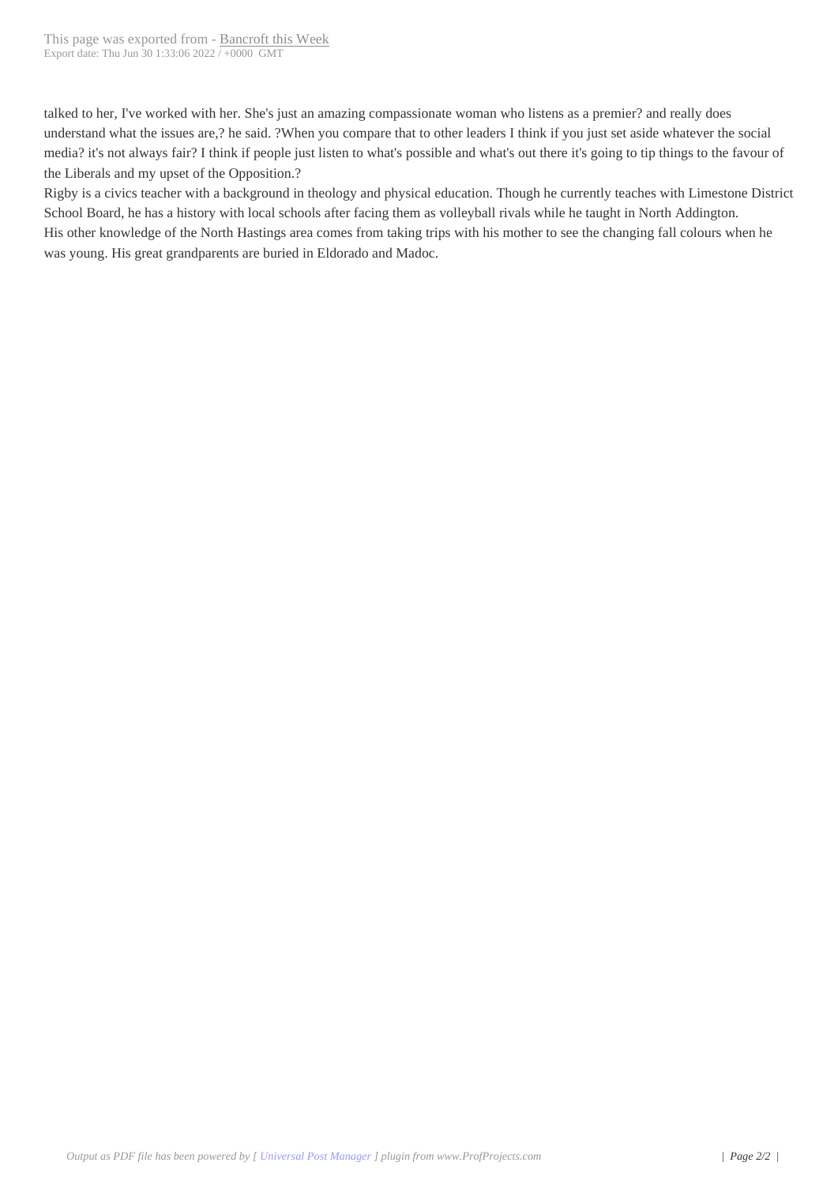talked to her, I've worked with her. She's just an amazing compassionate woman who listens as a premier? and really does understand what the issues are,? he said. ?When you compare that to other leaders I think if you just set aside whatever the social media? it's not always fair? I think if people just listen to what's possible and what's out there it's going to tip things to the favour of the Liberals and my upset of the Opposition.?

Rigby is a civics teacher with a background in theology and physical education. Though he currently teaches with Limestone District School Board, he has a history with local schools after facing them as volleyball rivals while he taught in North Addington.

His other knowledge of the North Hastings area comes from taking trips with his mother to see the changing fall colours when he was young. His great grandparents are buried in Eldorado and Madoc.